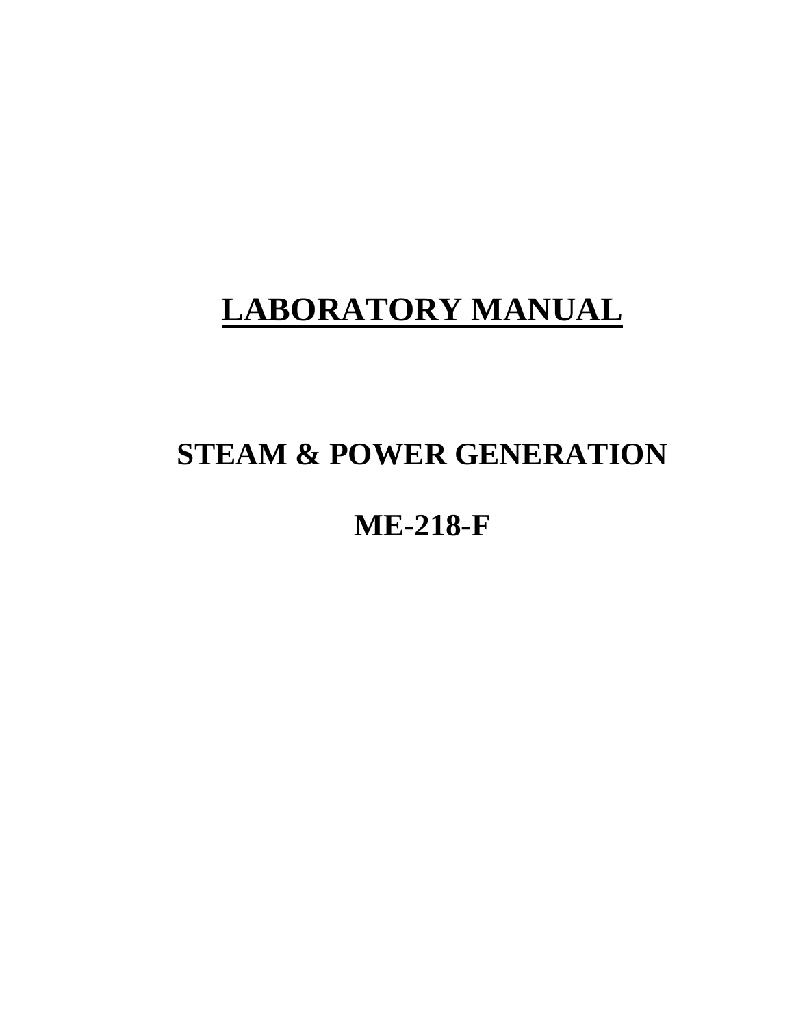# LABORATORY MANUAL

## STEAM & POWER GENERATION

## ME-218-F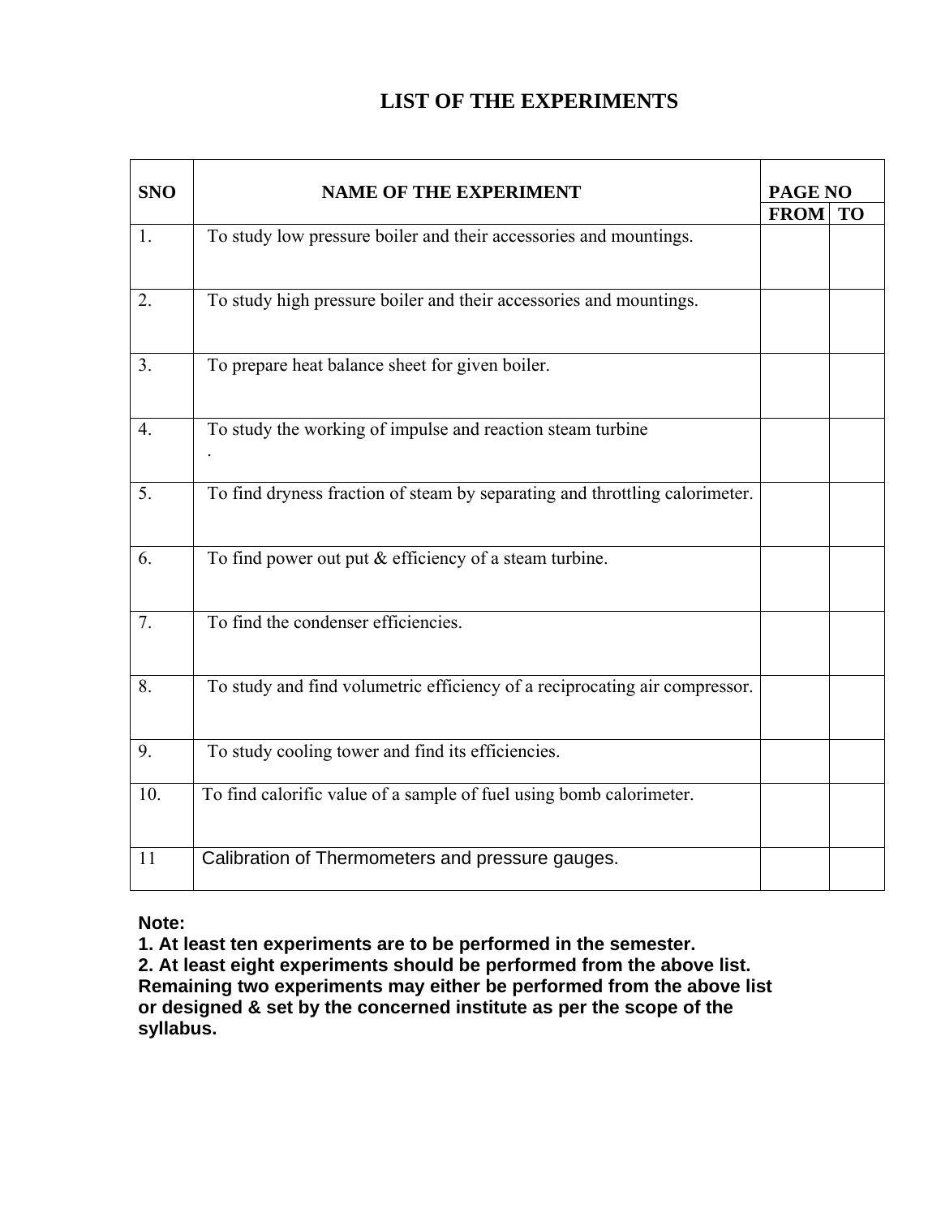# LIST OF THE EXPERIMENTS

| SNO | NAME OF THE EXPERIMENT | PAGE NO | |
|---|---|---|---|
| | | FROM | TO |
| 1. | To study low pressure boiler and their accessories and mountings. | | |
| 2. | To study high pressure boiler and their accessories and mountings. | | |
| 3. | To prepare heat balance sheet for given boiler. | | |
| 4. | To study the working of impulse and reaction steam turbine . | | |
| 5. | To find dryness fraction of steam by separating and throttling calorimeter. | | |
| 6. | To find power out put & efficiency of a steam turbine. | | |
| 7. | To find the condenser efficiencies. | | |
| 8. | To study and find volumetric efficiency of a reciprocating air compressor. | | |
| 9. | To study cooling tower and find its efficiencies. | | |
| 10. | To find calorific value of a sample of fuel using bomb calorimeter. | | |
| 11 | Calibration of Thermometers and pressure gauges. | | |

**Note:**

**1. At least ten experiments are to be performed in the semester.**

**2. At least eight experiments should be performed from the above list. Remaining two experiments may either be performed from the above list or designed & set by the concerned institute as per the scope of the syllabus.**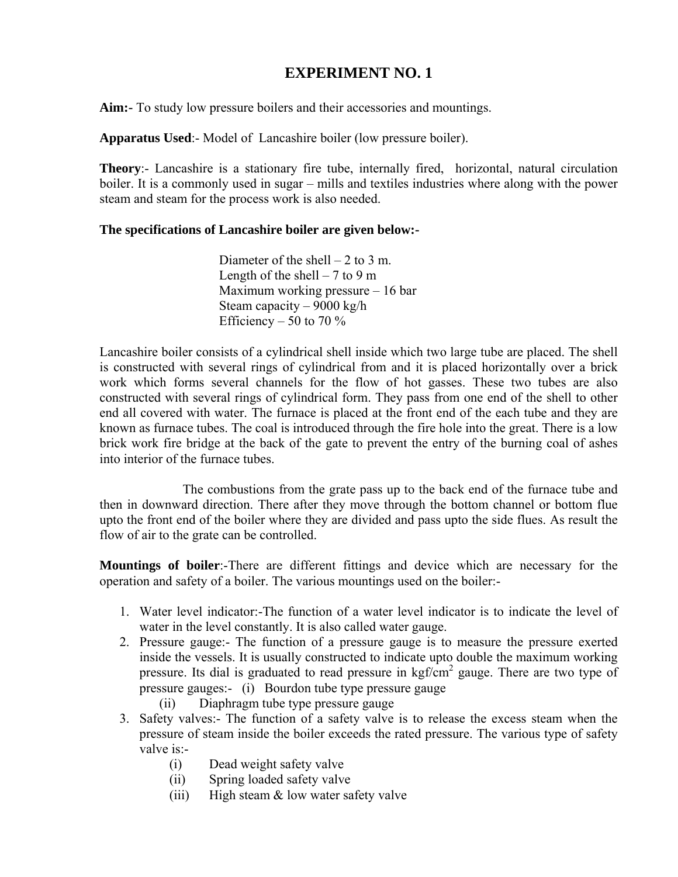# EXPERIMENT NO. 1

**Aim:-** To study low pressure boilers and their accessories and mountings.

**Apparatus Used**:- Model of Lancashire boiler (low pressure boiler).

**Theory**:- Lancashire is a stationary fire tube, internally fired, horizontal, natural circulation boiler. It is a commonly used in sugar – mills and textiles industries where along with the power steam and steam for the process work is also needed.

**The specifications of Lancashire boiler are given below:-**

Diameter of the shell – 2 to 3 m.
Length of the shell – 7 to 9 m
Maximum working pressure – 16 bar
Steam capacity – 9000 kg/h
Efficiency – 50 to 70 %

Lancashire boiler consists of a cylindrical shell inside which two large tube are placed. The shell is constructed with several rings of cylindrical from and it is placed horizontally over a brick work which forms several channels for the flow of hot gasses. These two tubes are also constructed with several rings of cylindrical form. They pass from one end of the shell to other end all covered with water. The furnace is placed at the front end of the each tube and they are known as furnace tubes. The coal is introduced through the fire hole into the great. There is a low brick work fire bridge at the back of the gate to prevent the entry of the burning coal of ashes into interior of the furnace tubes.

The combustions from the grate pass up to the back end of the furnace tube and then in downward direction. There after they move through the bottom channel or bottom flue upto the front end of the boiler where they are divided and pass upto the side flues. As result the flow of air to the grate can be controlled.

**Mountings of boiler**:-There are different fittings and device which are necessary for the operation and safety of a boiler. The various mountings used on the boiler:-

1. Water level indicator:-The function of a water level indicator is to indicate the level of water in the level constantly. It is also called water gauge.
2. Pressure gauge:- The function of a pressure gauge is to measure the pressure exerted inside the vessels. It is usually constructed to indicate upto double the maximum working pressure. Its dial is graduated to read pressure in kgf/cm$^2$ gauge. There are two type of pressure gauges:- (i) Bourdon tube type pressure gauge
   (ii) Diaphragm tube type pressure gauge
3. Safety valves:- The function of a safety valve is to release the excess steam when the pressure of steam inside the boiler exceeds the rated pressure. The various type of safety valve is:-
   (i) Dead weight safety valve
   (ii) Spring loaded safety valve
   (iii) High steam & low water safety valve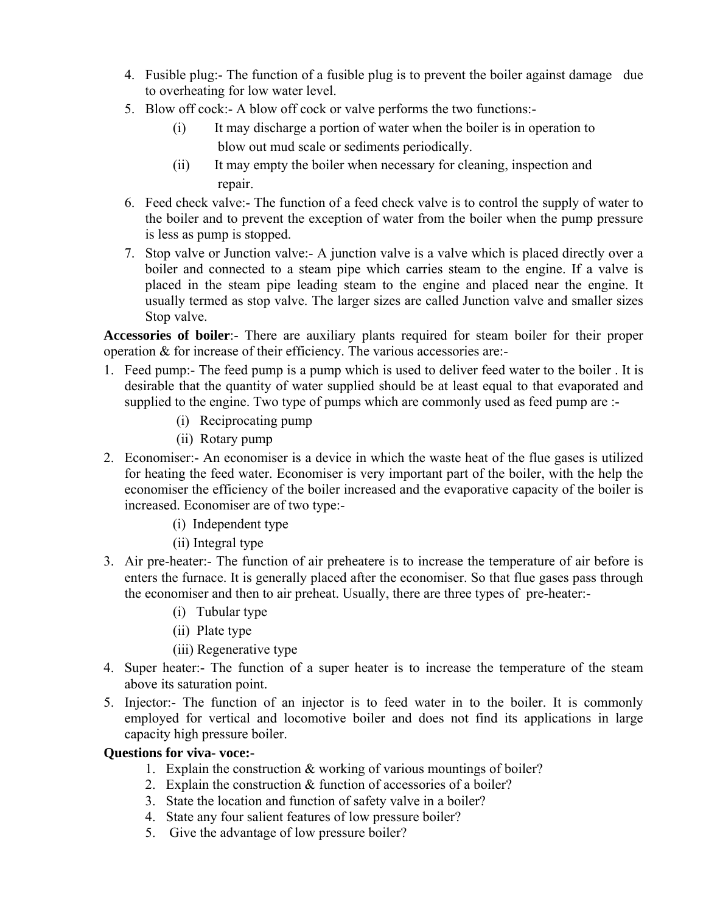4. Fusible plug:- The function of a fusible plug is to prevent the boiler against damage due to overheating for low water level.
5. Blow off cock:- A blow off cock or valve performs the two functions:-
   - (i) It may discharge a portion of water when the boiler is in operation to blow out mud scale or sediments periodically.
   - (ii) It may empty the boiler when necessary for cleaning, inspection and repair.
6. Feed check valve:- The function of a feed check valve is to control the supply of water to the boiler and to prevent the exception of water from the boiler when the pump pressure is less as pump is stopped.
7. Stop valve or Junction valve:- A junction valve is a valve which is placed directly over a boiler and connected to a steam pipe which carries steam to the engine. If a valve is placed in the steam pipe leading steam to the engine and placed near the engine. It usually termed as stop valve. The larger sizes are called Junction valve and smaller sizes Stop valve.

**Accessories of boiler**:- There are auxiliary plants required for steam boiler for their proper operation & for increase of their efficiency. The various accessories are:-

1. Feed pump:- The feed pump is a pump which is used to deliver feed water to the boiler . It is desirable that the quantity of water supplied should be at least equal to that evaporated and supplied to the engine. Two type of pumps which are commonly used as feed pump are :-
   - (i) Reciprocating pump
   - (ii) Rotary pump
2. Economiser:- An economiser is a device in which the waste heat of the flue gases is utilized for heating the feed water. Economiser is very important part of the boiler, with the help the economiser the efficiency of the boiler increased and the evaporative capacity of the boiler is increased. Economiser are of two type:-
   - (i) Independent type
   - (ii) Integral type
3. Air pre-heater:- The function of air preheatere is to increase the temperature of air before is enters the furnace. It is generally placed after the economiser. So that flue gases pass through the economiser and then to air preheat. Usually, there are three types of pre-heater:-
   - (i) Tubular type
   - (ii) Plate type
   - (iii) Regenerative type
4. Super heater:- The function of a super heater is to increase the temperature of the steam above its saturation point.
5. Injector:- The function of an injector is to feed water in to the boiler. It is commonly employed for vertical and locomotive boiler and does not find its applications in large capacity high pressure boiler.

**Questions for viva- voce:-**

1. Explain the construction & working of various mountings of boiler?
2. Explain the construction & function of accessories of a boiler?
3. State the location and function of safety valve in a boiler?
4. State any four salient features of low pressure boiler?
5. Give the advantage of low pressure boiler?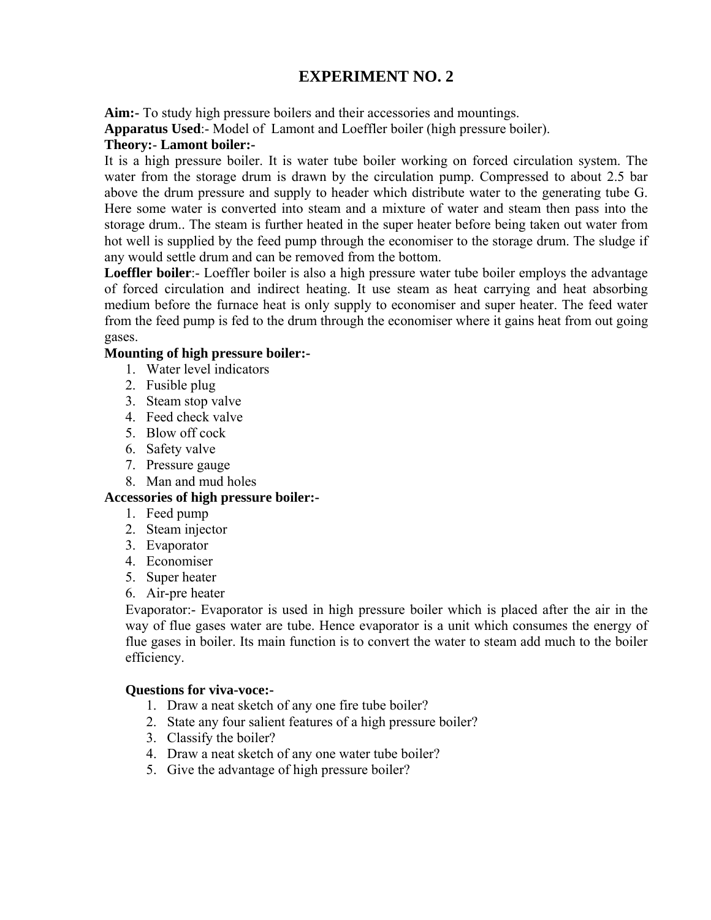# EXPERIMENT NO. 2

**Aim:-** To study high pressure boilers and their accessories and mountings.

**Apparatus Used**:- Model of Lamont and Loeffler boiler (high pressure boiler).

**Theory:- Lamont boiler:-**

It is a high pressure boiler. It is water tube boiler working on forced circulation system. The water from the storage drum is drawn by the circulation pump. Compressed to about 2.5 bar above the drum pressure and supply to header which distribute water to the generating tube G. Here some water is converted into steam and a mixture of water and steam then pass into the storage drum.. The steam is further heated in the super heater before being taken out water from hot well is supplied by the feed pump through the economiser to the storage drum. The sludge if any would settle drum and can be removed from the bottom.

**Loeffler boiler**:- Loeffler boiler is also a high pressure water tube boiler employs the advantage of forced circulation and indirect heating. It use steam as heat carrying and heat absorbing medium before the furnace heat is only supply to economiser and super heater. The feed water from the feed pump is fed to the drum through the economiser where it gains heat from out going gases.

**Mounting of high pressure boiler:-**

1. Water level indicators
2. Fusible plug
3. Steam stop valve
4. Feed check valve
5. Blow off cock
6. Safety valve
7. Pressure gauge
8. Man and mud holes

**Accessories of high pressure boiler:-**

1. Feed pump
2. Steam injector
3. Evaporator
4. Economiser
5. Super heater
6. Air-pre heater

Evaporator:- Evaporator is used in high pressure boiler which is placed after the air in the way of flue gases water are tube. Hence evaporator is a unit which consumes the energy of flue gases in boiler. Its main function is to convert the water to steam add much to the boiler efficiency.

**Questions for viva-voce:-**

1. Draw a neat sketch of any one fire tube boiler?
2. State any four salient features of a high pressure boiler?
3. Classify the boiler?
4. Draw a neat sketch of any one water tube boiler?
5. Give the advantage of high pressure boiler?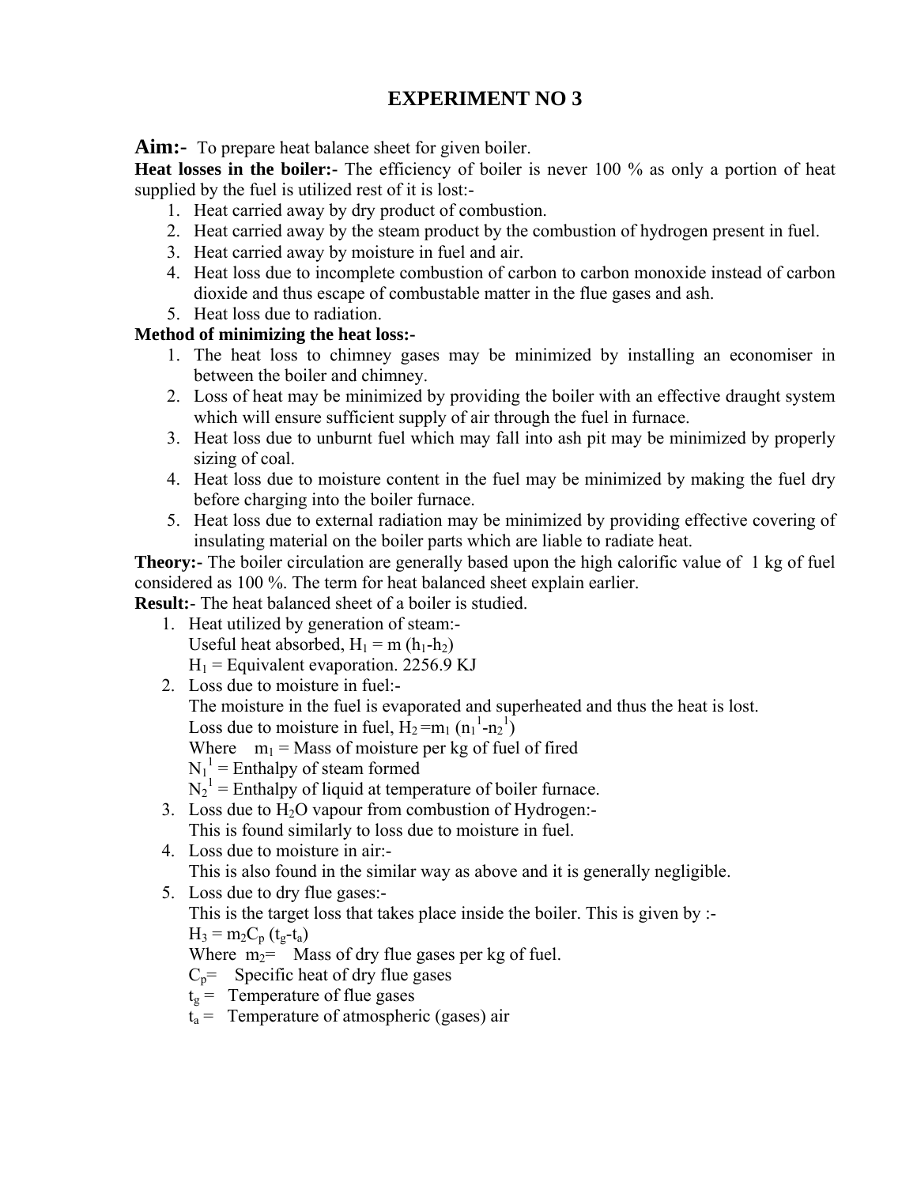# EXPERIMENT NO 3

**Aim:-** To prepare heat balance sheet for given boiler.

**Heat losses in the boiler:-** The efficiency of boiler is never 100 % as only a portion of heat supplied by the fuel is utilized rest of it is lost:-

1. Heat carried away by dry product of combustion.
2. Heat carried away by the steam product by the combustion of hydrogen present in fuel.
3. Heat carried away by moisture in fuel and air.
4. Heat loss due to incomplete combustion of carbon to carbon monoxide instead of carbon dioxide and thus escape of combustable matter in the flue gases and ash.
5. Heat loss due to radiation.

**Method of minimizing the heat loss:-**

1. The heat loss to chimney gases may be minimized by installing an economiser in between the boiler and chimney.
2. Loss of heat may be minimized by providing the boiler with an effective draught system which will ensure sufficient supply of air through the fuel in furnace.
3. Heat loss due to unburnt fuel which may fall into ash pit may be minimized by properly sizing of coal.
4. Heat loss due to moisture content in the fuel may be minimized by making the fuel dry before charging into the boiler furnace.
5. Heat loss due to external radiation may be minimized by providing effective covering of insulating material on the boiler parts which are liable to radiate heat.

**Theory:-** The boiler circulation are generally based upon the high calorific value of 1 kg of fuel considered as 100 %. The term for heat balanced sheet explain earlier.

**Result:-** The heat balanced sheet of a boiler is studied.

1. Heat utilized by generation of steam:-
   Useful heat absorbed, $H_1 = m (h_1-h_2)$
   $H_1$ = Equivalent evaporation. 2256.9 KJ
2. Loss due to moisture in fuel:-
   The moisture in the fuel is evaporated and superheated and thus the heat is lost.
   Loss due to moisture in fuel, $H_2 = m_1 (n_1^1-n_2^1)$
   Where $m_1$ = Mass of moisture per kg of fuel of fired
   $N_1^1$ = Enthalpy of steam formed
   $N_2^1$ = Enthalpy of liquid at temperature of boiler furnace.
3. Loss due to $H_2O$ vapour from combustion of Hydrogen:-
   This is found similarly to loss due to moisture in fuel.
4. Loss due to moisture in air:-
   This is also found in the similar way as above and it is generally negligible.
5. Loss due to dry flue gases:-
   This is the target loss that takes place inside the boiler. This is given by :-
   $H_3 = m_2C_p (t_g-t_a)$
   Where $m_2$= Mass of dry flue gases per kg of fuel.
   $C_p$= Specific heat of dry flue gases
   $t_g$ = Temperature of flue gases
   $t_a$ = Temperature of atmospheric (gases) air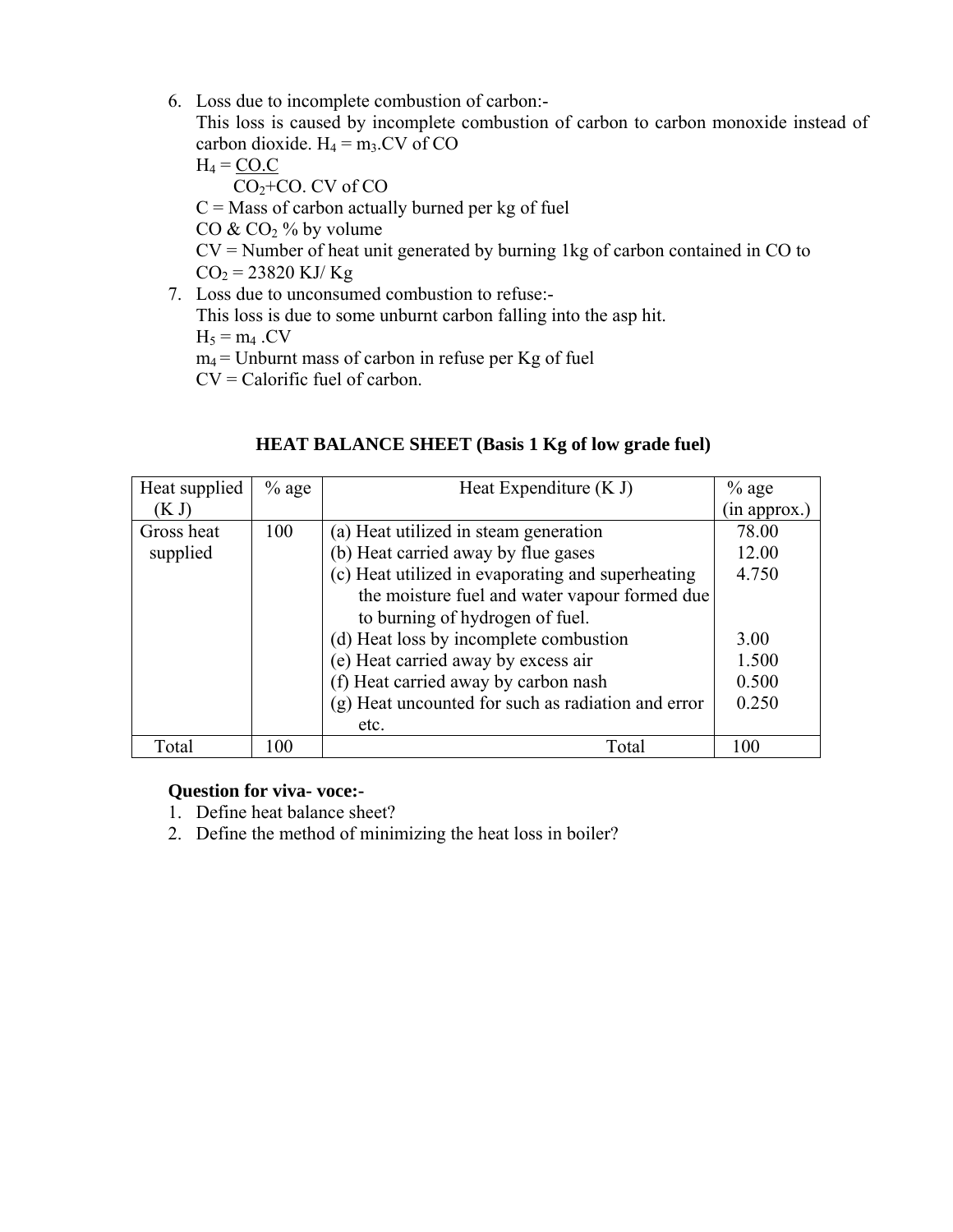6. Loss due to incomplete combustion of carbon:-

   This loss is caused by incomplete combustion of carbon to carbon monoxide instead of carbon dioxide. $H_4 = m_3$.CV of CO

   $H_4 = \frac{CO.C}{CO_2+CO}$. CV of CO

   C = Mass of carbon actually burned per kg of fuel

   CO & $CO_2$ % by volume

   CV = Number of heat unit generated by burning 1kg of carbon contained in CO to $CO_2$ = 23820 KJ/ Kg

7. Loss due to unconsumed combustion to refuse:-

   This loss is due to some unburnt carbon falling into the asp hit.

   $H_5 = m_4$ .CV

   $m_4$ = Unburnt mass of carbon in refuse per Kg of fuel

   CV = Calorific fuel of carbon.

**HEAT BALANCE SHEET (Basis 1 Kg of low grade fuel)**

| Heat supplied (K J) | % age | Heat Expenditure (K J) | % age (in approx.) |
|---|---|---|---|
| Gross heat supplied | 100 | (a) Heat utilized in steam generation | 78.00 |
| | | (b) Heat carried away by flue gases | 12.00 |
| | | (c) Heat utilized in evaporating and superheating the moisture fuel and water vapour formed due to burning of hydrogen of fuel. | 4.750 |
| | | (d) Heat loss by incomplete combustion | 3.00 |
| | | (e) Heat carried away by excess air | 1.500 |
| | | (f) Heat carried away by carbon nash | 0.500 |
| | | (g) Heat uncounted for such as radiation and error etc. | 0.250 |
| Total | 100 | Total | 100 |

**Question for viva- voce:-**

1. Define heat balance sheet?
2. Define the method of minimizing the heat loss in boiler?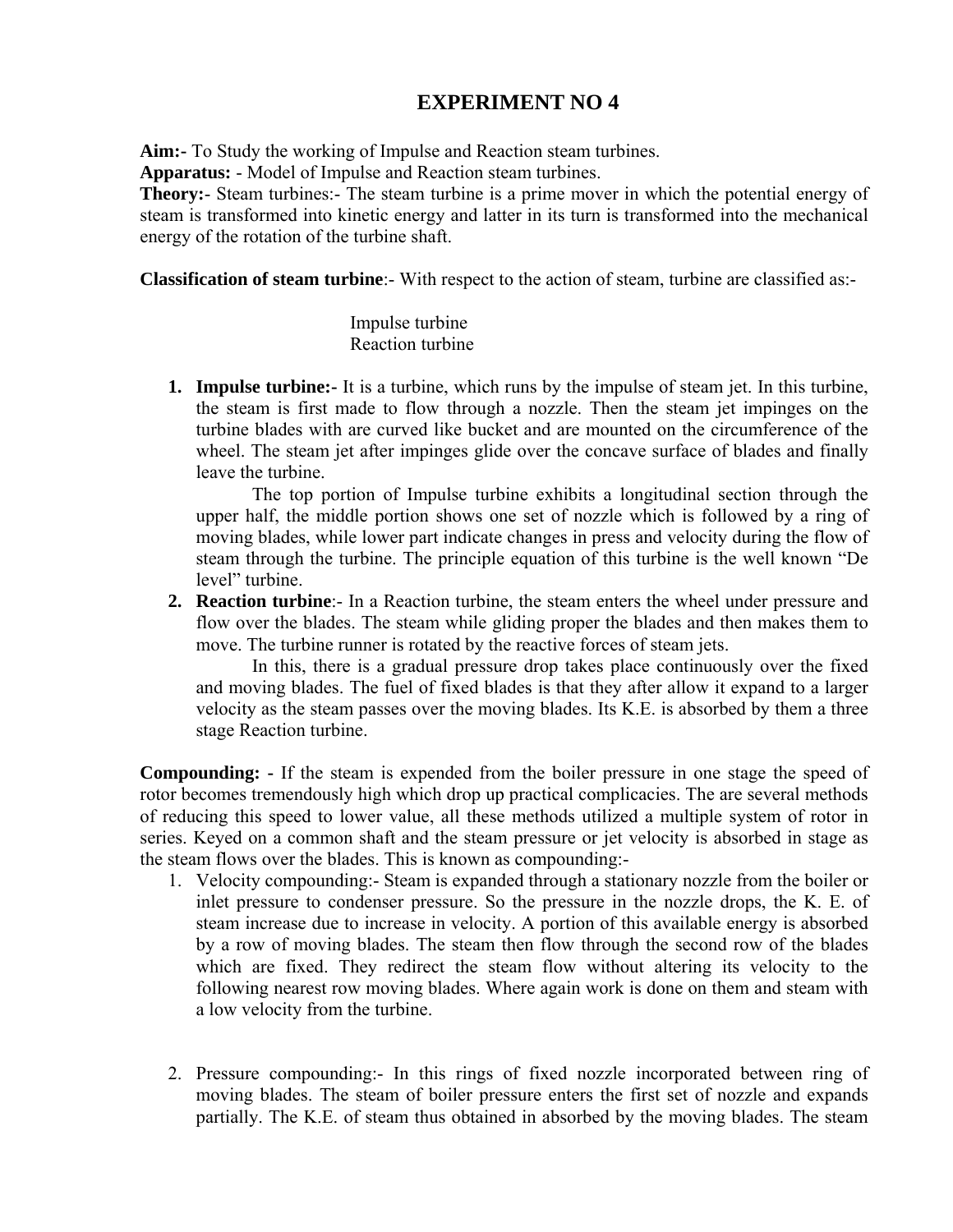# EXPERIMENT NO 4

**Aim:-** To Study the working of Impulse and Reaction steam turbines.

**Apparatus:** - Model of Impulse and Reaction steam turbines.

**Theory:**- Steam turbines:- The steam turbine is a prime mover in which the potential energy of steam is transformed into kinetic energy and latter in its turn is transformed into the mechanical energy of the rotation of the turbine shaft.

**Classification of steam turbine**:- With respect to the action of steam, turbine are classified as:-

Impulse turbine
Reaction turbine

1. **Impulse turbine:-** It is a turbine, which runs by the impulse of steam jet. In this turbine, the steam is first made to flow through a nozzle. Then the steam jet impinges on the turbine blades with are curved like bucket and are mounted on the circumference of the wheel. The steam jet after impinges glide over the concave surface of blades and finally leave the turbine.

   The top portion of Impulse turbine exhibits a longitudinal section through the upper half, the middle portion shows one set of nozzle which is followed by a ring of moving blades, while lower part indicate changes in press and velocity during the flow of steam through the turbine. The principle equation of this turbine is the well known "De level" turbine.

2. **Reaction turbine**:- In a Reaction turbine, the steam enters the wheel under pressure and flow over the blades. The steam while gliding proper the blades and then makes them to move. The turbine runner is rotated by the reactive forces of steam jets.

   In this, there is a gradual pressure drop takes place continuously over the fixed and moving blades. The fuel of fixed blades is that they after allow it expand to a larger velocity as the steam passes over the moving blades. Its K.E. is absorbed by them a three stage Reaction turbine.

**Compounding: -** If the steam is expended from the boiler pressure in one stage the speed of rotor becomes tremendously high which drop up practical complicacies. The are several methods of reducing this speed to lower value, all these methods utilized a multiple system of rotor in series. Keyed on a common shaft and the steam pressure or jet velocity is absorbed in stage as the steam flows over the blades. This is known as compounding:-

1. Velocity compounding:- Steam is expanded through a stationary nozzle from the boiler or inlet pressure to condenser pressure. So the pressure in the nozzle drops, the K. E. of steam increase due to increase in velocity. A portion of this available energy is absorbed by a row of moving blades. The steam then flow through the second row of the blades which are fixed. They redirect the steam flow without altering its velocity to the following nearest row moving blades. Where again work is done on them and steam with a low velocity from the turbine.

2. Pressure compounding:- In this rings of fixed nozzle incorporated between ring of moving blades. The steam of boiler pressure enters the first set of nozzle and expands partially. The K.E. of steam thus obtained in absorbed by the moving blades. The steam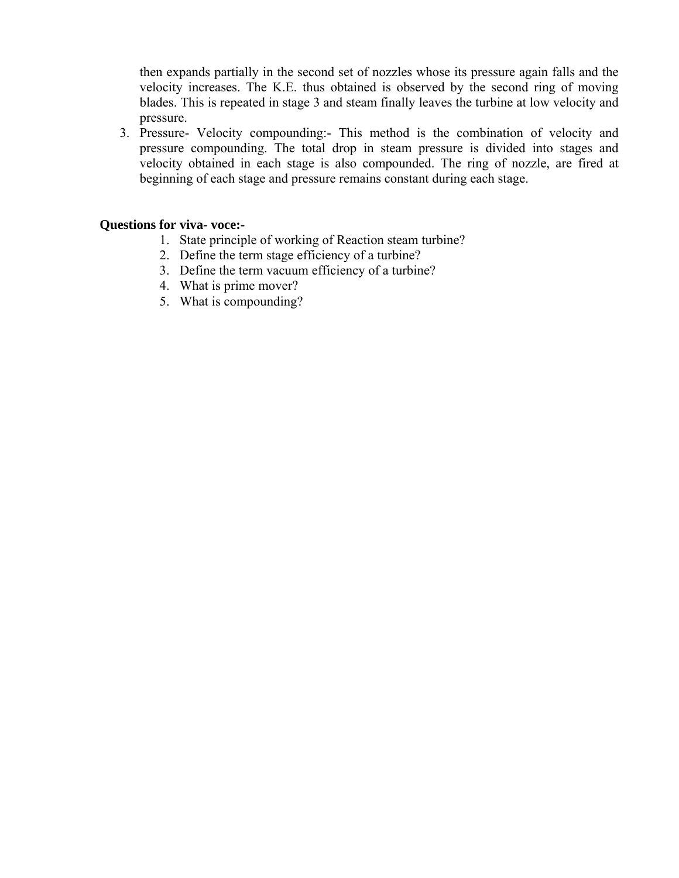then expands partially in the second set of nozzles whose its pressure again falls and the velocity increases. The K.E. thus obtained is observed by the second ring of moving blades. This is repeated in stage 3 and steam finally leaves the turbine at low velocity and pressure.

3. Pressure- Velocity compounding:- This method is the combination of velocity and pressure compounding. The total drop in steam pressure is divided into stages and velocity obtained in each stage is also compounded. The ring of nozzle, are fired at beginning of each stage and pressure remains constant during each stage.

**Questions for viva- voce:-**

1. State principle of working of Reaction steam turbine?
2. Define the term stage efficiency of a turbine?
3. Define the term vacuum efficiency of a turbine?
4. What is prime mover?
5. What is compounding?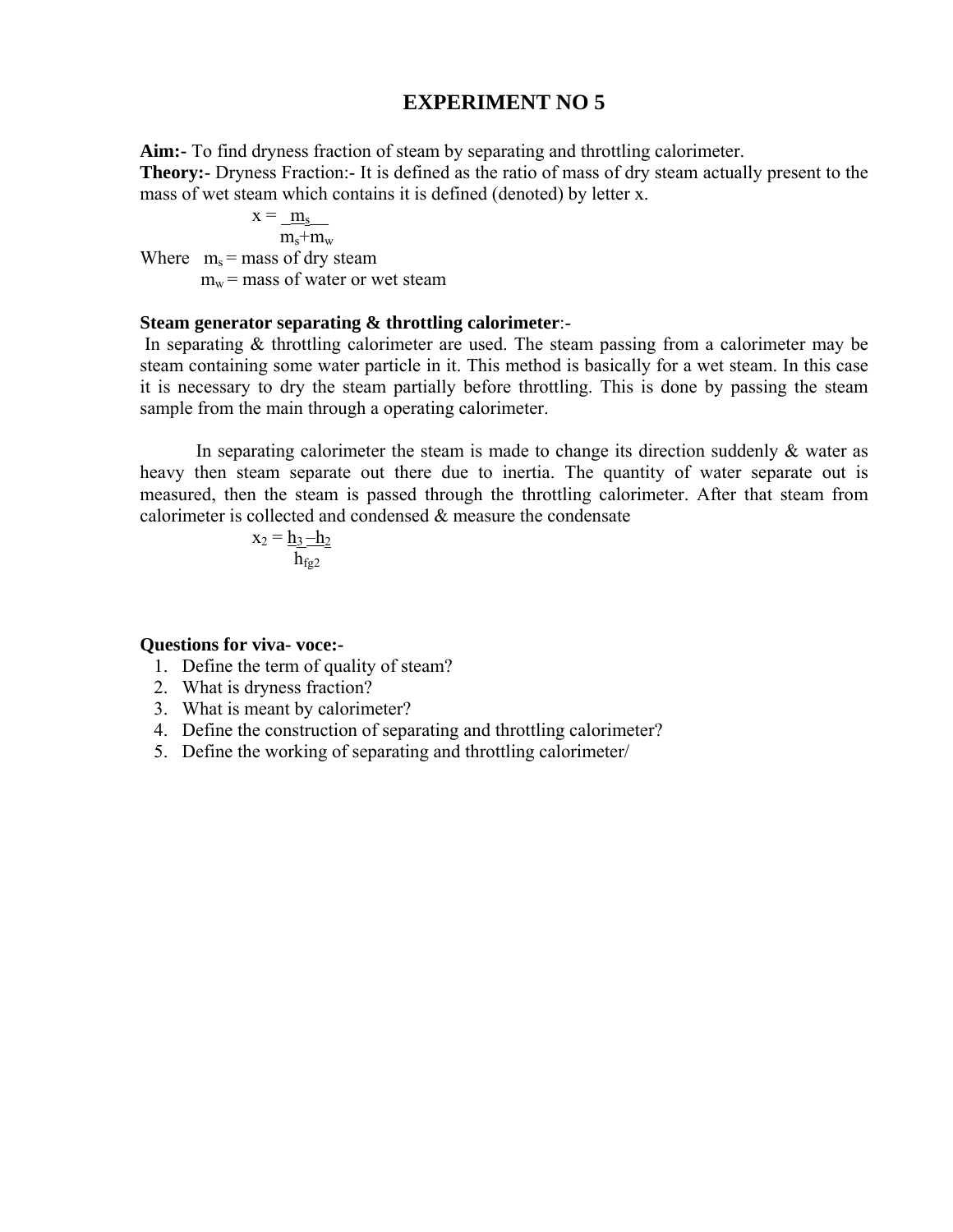# EXPERIMENT NO 5

**Aim:-** To find dryness fraction of steam by separating and throttling calorimeter.

**Theory:-** Dryness Fraction:- It is defined as the ratio of mass of dry steam actually present to the mass of wet steam which contains it is defined (denoted) by letter x.

$$x = \frac{m_s}{m_s + m_w}$$

Where $m_s$ = mass of dry steam

$m_w$ = mass of water or wet steam

**Steam generator separating & throttling calorimeter**:-

In separating & throttling calorimeter are used. The steam passing from a calorimeter may be steam containing some water particle in it. This method is basically for a wet steam. In this case it is necessary to dry the steam partially before throttling. This is done by passing the steam sample from the main through a operating calorimeter.

In separating calorimeter the steam is made to change its direction suddenly & water as heavy then steam separate out there due to inertia. The quantity of water separate out is measured, then the steam is passed through the throttling calorimeter. After that steam from calorimeter is collected and condensed & measure the condensate

$$x_2 = \frac{h_3 - h_2}{h_{fg2}}$$

**Questions for viva- voce:-**

1. Define the term of quality of steam?
2. What is dryness fraction?
3. What is meant by calorimeter?
4. Define the construction of separating and throttling calorimeter?
5. Define the working of separating and throttling calorimeter/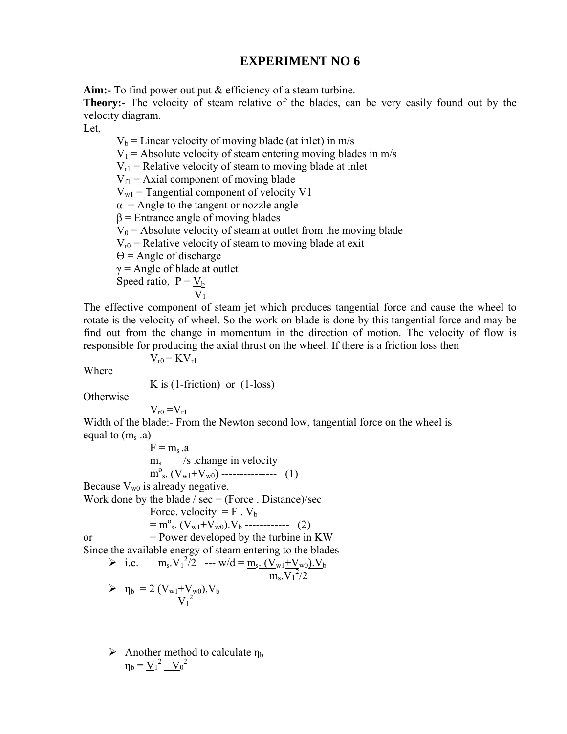# EXPERIMENT NO 6

**Aim:-** To find power out put & efficiency of a steam turbine.

**Theory:-** The velocity of steam relative of the blades, can be very easily found out by the velocity diagram.

Let,

$V_b$ = Linear velocity of moving blade (at inlet) in m/s
$V_1$ = Absolute velocity of steam entering moving blades in m/s
$V_{r1}$ = Relative velocity of steam to moving blade at inlet
$V_{f1}$ = Axial component of moving blade
$V_{w1}$ = Tangential component of velocity V1
$\alpha$ = Angle to the tangent or nozzle angle
$\beta$ = Entrance angle of moving blades
$V_0$ = Absolute velocity of steam at outlet from the moving blade
$V_{r0}$ = Relative velocity of steam to moving blade at exit
$\Theta$ = Angle of discharge
$\gamma$ = Angle of blade at outlet
Speed ratio, $P = \frac{V_b}{V_1}$

The effective component of steam jet which produces tangential force and cause the wheel to rotate is the velocity of wheel. So the work on blade is done by this tangential force and may be find out from the change in momentum in the direction of motion. The velocity of flow is responsible for producing the axial thrust on the wheel. If there is a friction loss then

$$V_{r0} = KV_{r1}$$

Where

K is (1-friction) or (1-loss)

Otherwise

$$V_{r0} = V_{r1}$$

Width of the blade:- From the Newton second low, tangential force on the wheel is equal to ($m_s$ .a)

$F = m_s .a$

$m_s$ /s .change in velocity

$m^o_s. (V_{w1}+V_{w0})$ --------------- (1)

Because $V_{w0}$ is already negative.

Work done by the blade / sec = (Force . Distance)/sec

Force. velocity $= F . V_b$

$= m^o_s. (V_{w1}+V_{w0}).V_b$ ------------ (2)

or = Power developed by the turbine in KW

Since the available energy of steam entering to the blades

- i.e. $m_s.V_1^2/2$ --- w/d = $\frac{m_s. (V_{w1}+V_{w0}).V_b}{m_s.V_1^2/2}$
- $\eta_b = \frac{2 (V_{w1}+V_{w0}).V_b}{V_1^2}$

- Another method to calculate $\eta_b$
  $\eta_b = \underline{V_1^2 - V_0^2}$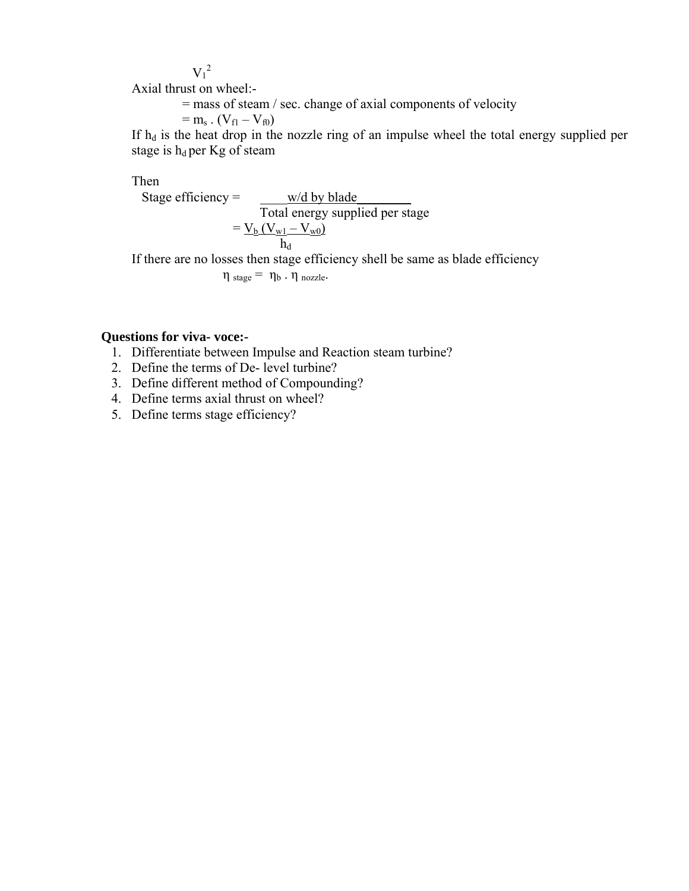$V_1^2$

Axial thrust on wheel:-

= mass of steam / sec. change of axial components of velocity

$= m_s . (V_{f1} – V_{f0})$

If $h_d$ is the heat drop in the nozzle ring of an impulse wheel the total energy supplied per stage is $h_d$ per Kg of steam

Then

$$\text{Stage efficiency} = \frac{\text{w/d by blade}}{\text{Total energy supplied per stage}}$$

$$= \frac{V_b\,(V_{w1} – V_{w0})}{h_d}$$

If there are no losses then stage efficiency shell be same as blade efficiency

$$\eta_{stage} = \eta_b \,.\, \eta_{nozzle}.$$

**Questions for viva- voce:-**

1. Differentiate between Impulse and Reaction steam turbine?
2. Define the terms of De- level turbine?
3. Define different method of Compounding?
4. Define terms axial thrust on wheel?
5. Define terms stage efficiency?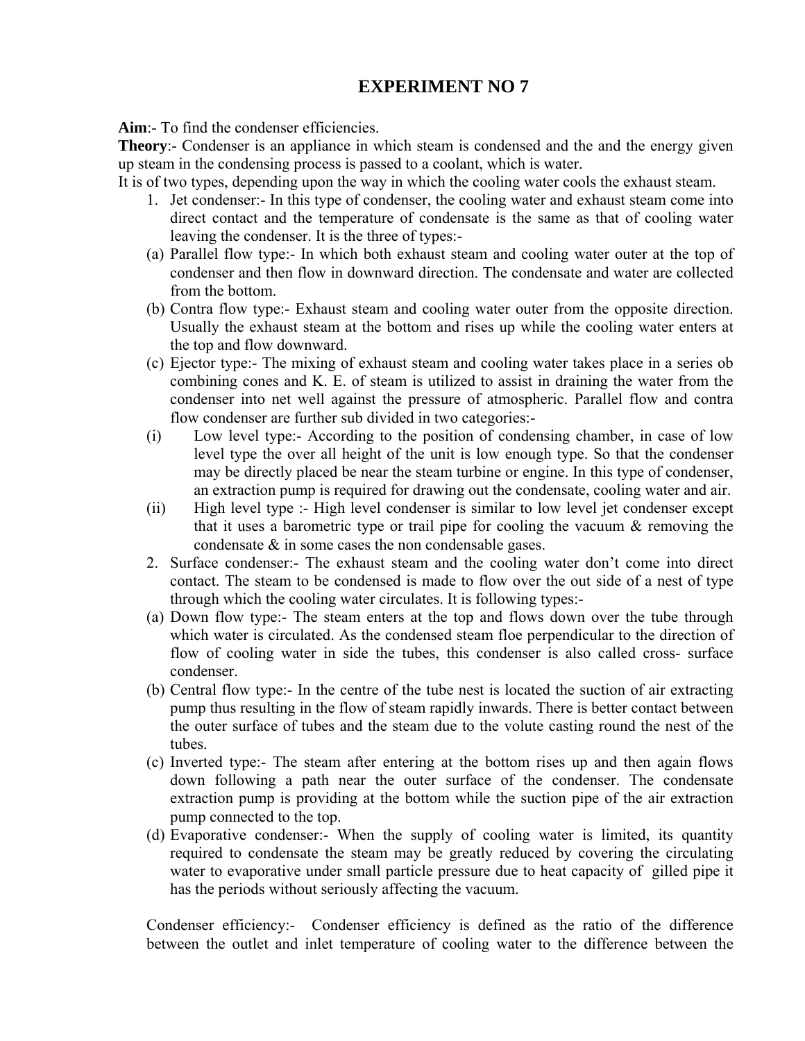# EXPERIMENT NO 7

**Aim**:- To find the condenser efficiencies.

**Theory**:- Condenser is an appliance in which steam is condensed and the and the energy given up steam in the condensing process is passed to a coolant, which is water.

It is of two types, depending upon the way in which the cooling water cools the exhaust steam.

1. Jet condenser:- In this type of condenser, the cooling water and exhaust steam come into direct contact and the temperature of condensate is the same as that of cooling water leaving the condenser. It is the three of types:-

(a) Parallel flow type:- In which both exhaust steam and cooling water outer at the top of condenser and then flow in downward direction. The condensate and water are collected from the bottom.

(b) Contra flow type:- Exhaust steam and cooling water outer from the opposite direction. Usually the exhaust steam at the bottom and rises up while the cooling water enters at the top and flow downward.

(c) Ejector type:- The mixing of exhaust steam and cooling water takes place in a series ob combining cones and K. E. of steam is utilized to assist in draining the water from the condenser into net well against the pressure of atmospheric. Parallel flow and contra flow condenser are further sub divided in two categories:-

(i) Low level type:- According to the position of condensing chamber, in case of low level type the over all height of the unit is low enough type. So that the condenser may be directly placed be near the steam turbine or engine. In this type of condenser, an extraction pump is required for drawing out the condensate, cooling water and air.

(ii) High level type :- High level condenser is similar to low level jet condenser except that it uses a barometric type or trail pipe for cooling the vacuum & removing the condensate & in some cases the non condensable gases.

2. Surface condenser:- The exhaust steam and the cooling water don't come into direct contact. The steam to be condensed is made to flow over the out side of a nest of type through which the cooling water circulates. It is following types:-

(a) Down flow type:- The steam enters at the top and flows down over the tube through which water is circulated. As the condensed steam floe perpendicular to the direction of flow of cooling water in side the tubes, this condenser is also called cross- surface condenser.

(b) Central flow type:- In the centre of the tube nest is located the suction of air extracting pump thus resulting in the flow of steam rapidly inwards. There is better contact between the outer surface of tubes and the steam due to the volute casting round the nest of the tubes.

(c) Inverted type:- The steam after entering at the bottom rises up and then again flows down following a path near the outer surface of the condenser. The condensate extraction pump is providing at the bottom while the suction pipe of the air extraction pump connected to the top.

(d) Evaporative condenser:- When the supply of cooling water is limited, its quantity required to condensate the steam may be greatly reduced by covering the circulating water to evaporative under small particle pressure due to heat capacity of gilled pipe it has the periods without seriously affecting the vacuum.

Condenser efficiency:- Condenser efficiency is defined as the ratio of the difference between the outlet and inlet temperature of cooling water to the difference between the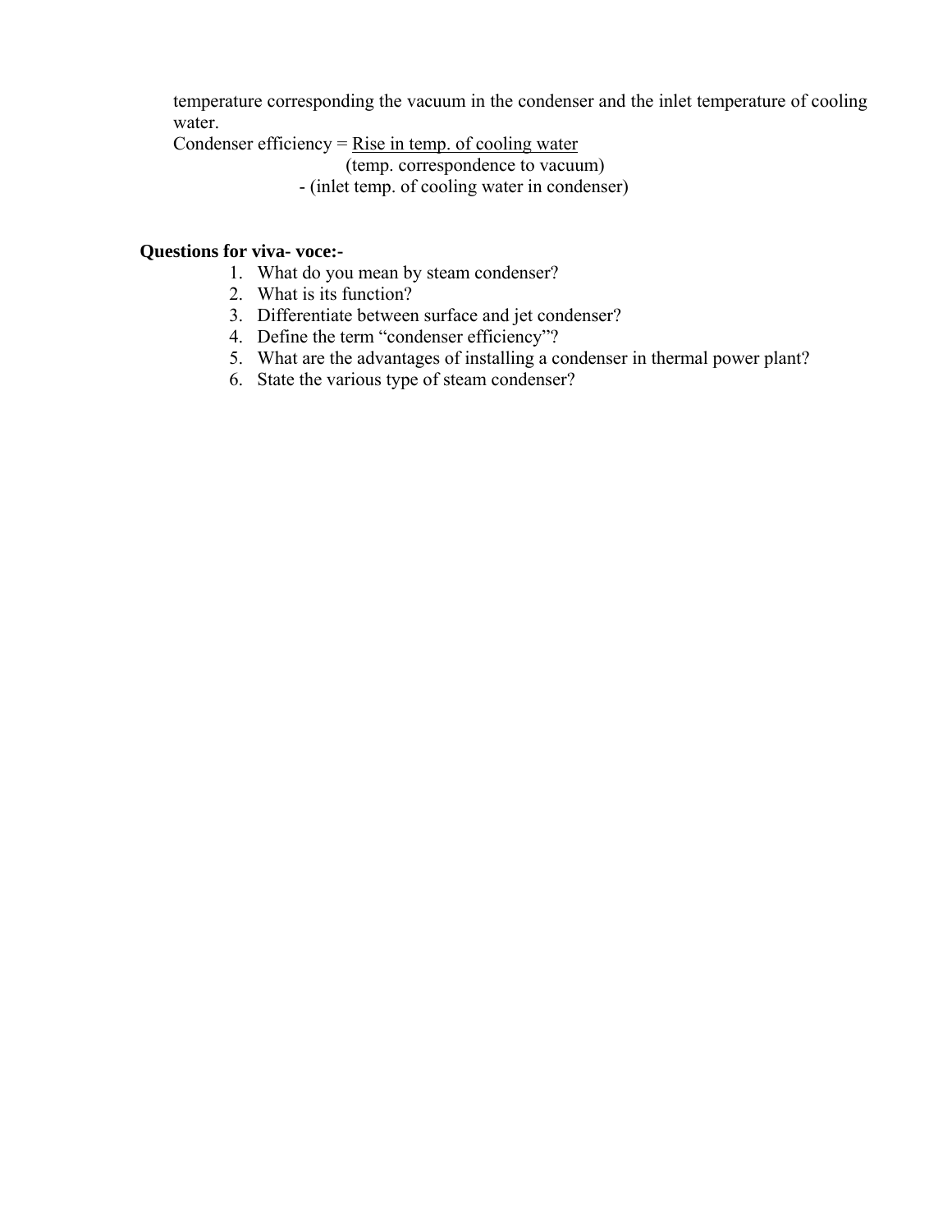temperature corresponding the vacuum in the condenser and the inlet temperature of cooling water.

$$\text{Condenser efficiency} = \frac{\text{Rise in temp. of cooling water}}{(\text{temp. correspondence to vacuum}) - (\text{inlet temp. of cooling water in condenser})}$$

**Questions for viva- voce:-**

1. What do you mean by steam condenser?
2. What is its function?
3. Differentiate between surface and jet condenser?
4. Define the term "condenser efficiency"?
5. What are the advantages of installing a condenser in thermal power plant?
6. State the various type of steam condenser?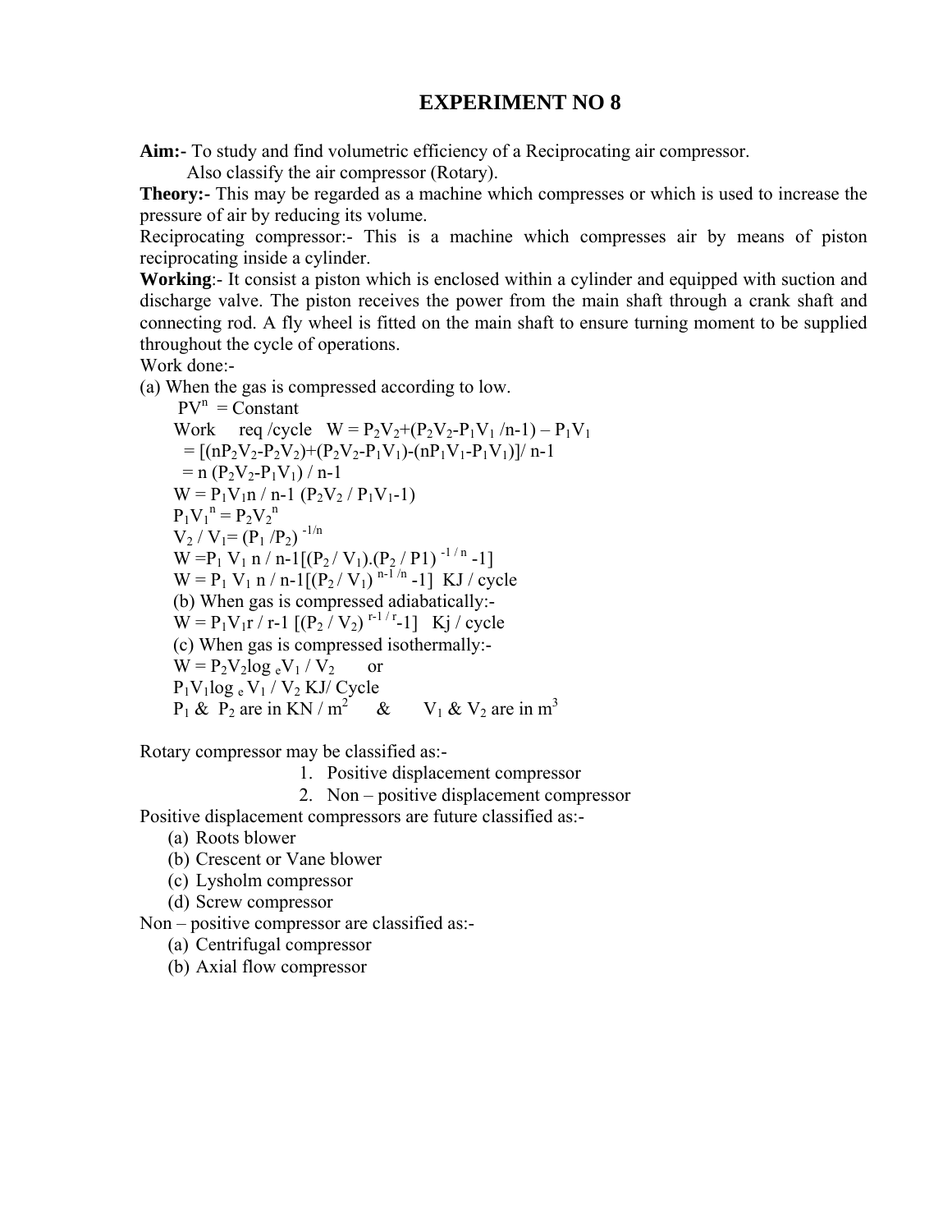# EXPERIMENT NO 8

**Aim:-** To study and find volumetric efficiency of a Reciprocating air compressor.
Also classify the air compressor (Rotary).

**Theory:-** This may be regarded as a machine which compresses or which is used to increase the pressure of air by reducing its volume.

Reciprocating compressor:- This is a machine which compresses air by means of piston reciprocating inside a cylinder.

**Working**:- It consist a piston which is enclosed within a cylinder and equipped with suction and discharge valve. The piston receives the power from the main shaft through a crank shaft and connecting rod. A fly wheel is fitted on the main shaft to ensure turning moment to be supplied throughout the cycle of operations.

Work done:-

(a) When the gas is compressed according to low.

$PV^n$ = Constant

Work req /cycle $W = P_2V_2+(P_2V_2-P_1V_1 /n-1) – P_1V_1$

$= [(nP_2V_2-P_2V_2)+(P_2V_2-P_1V_1)-(nP_1V_1-P_1V_1)]/ n-1$

$= n (P_2V_2-P_1V_1) / n-1$

$W = P_1V_1n / n-1 (P_2V_2 / P_1V_1-1)$

$P_1V_1^n = P_2V_2^n$

$V_2 / V_1= (P_1 /P_2)^{-1/n}$

$W =P_1 V_1 n / n-1[(P_2 / V_1).(P_2 / P1)^{-1 / n} -1]$

$W = P_1 V_1 n / n-1[(P_2 / V_1)^{n-1 /n} -1]$ KJ / cycle

(b) When gas is compressed adiabatically:-

$W = P_1V_1r / r-1 [(P_2 / V_2)^{r-1 / r}-1]$ Kj / cycle

(c) When gas is compressed isothermally:-

$W = P_2V_2\log_e V_1 / V_2$ or

$P_1V_1\log_e V_1 / V_2$ KJ/ Cycle

$P_1$ & $P_2$ are in KN / $m^2$ & $V_1$ & $V_2$ are in $m^3$

Rotary compressor may be classified as:-

1. Positive displacement compressor
2. Non – positive displacement compressor

Positive displacement compressors are future classified as:-

(a) Roots blower
(b) Crescent or Vane blower
(c) Lysholm compressor
(d) Screw compressor

Non – positive compressor are classified as:-

(a) Centrifugal compressor
(b) Axial flow compressor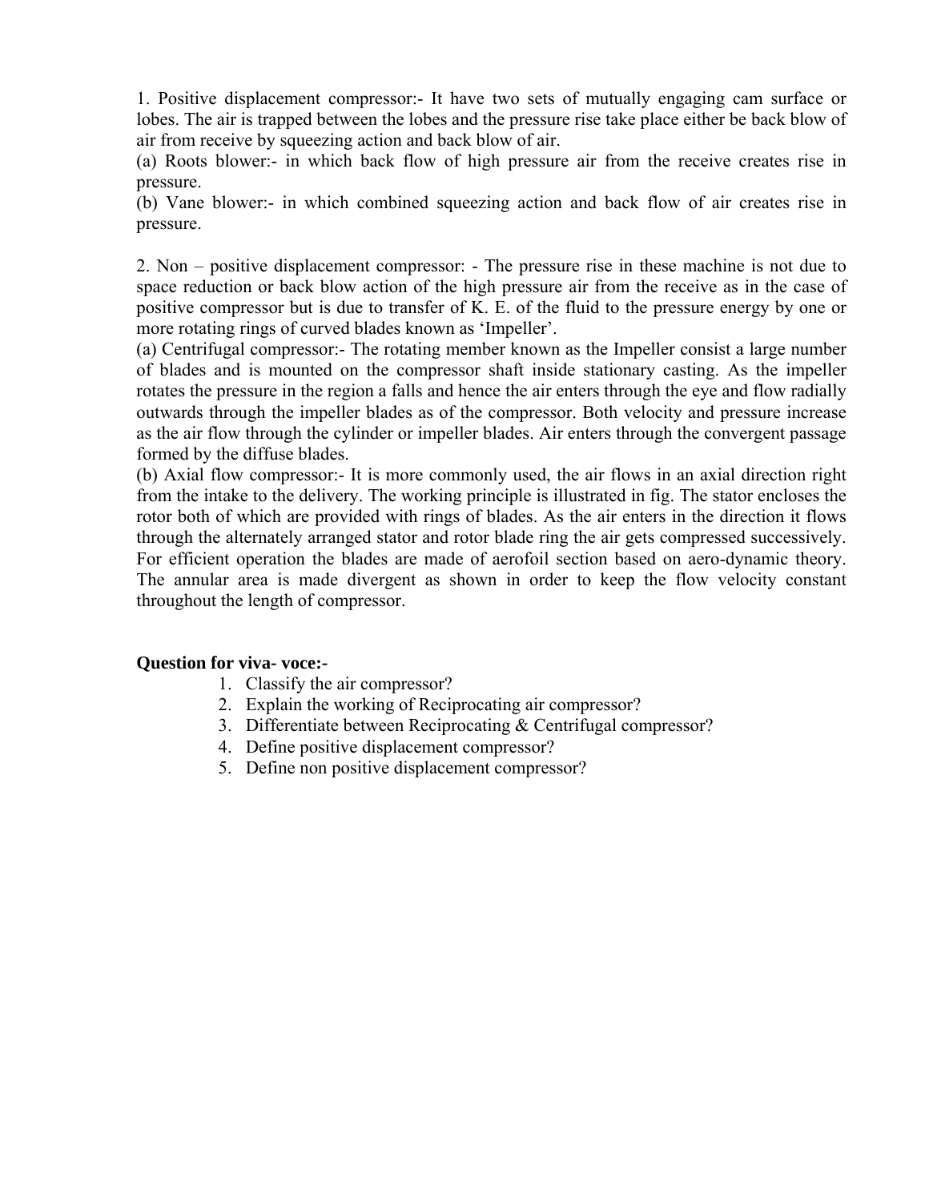1. Positive displacement compressor:- It have two sets of mutually engaging cam surface or lobes. The air is trapped between the lobes and the pressure rise take place either be back blow of air from receive by squeezing action and back blow of air.

(a) Roots blower:- in which back flow of high pressure air from the receive creates rise in pressure.

(b) Vane blower:- in which combined squeezing action and back flow of air creates rise in pressure.

2. Non – positive displacement compressor: - The pressure rise in these machine is not due to space reduction or back blow action of the high pressure air from the receive as in the case of positive compressor but is due to transfer of K. E. of the fluid to the pressure energy by one or more rotating rings of curved blades known as 'Impeller'.

(a) Centrifugal compressor:- The rotating member known as the Impeller consist a large number of blades and is mounted on the compressor shaft inside stationary casting. As the impeller rotates the pressure in the region a falls and hence the air enters through the eye and flow radially outwards through the impeller blades as of the compressor. Both velocity and pressure increase as the air flow through the cylinder or impeller blades. Air enters through the convergent passage formed by the diffuse blades.

(b) Axial flow compressor:- It is more commonly used, the air flows in an axial direction right from the intake to the delivery. The working principle is illustrated in fig. The stator encloses the rotor both of which are provided with rings of blades. As the air enters in the direction it flows through the alternately arranged stator and rotor blade ring the air gets compressed successively. For efficient operation the blades are made of aerofoil section based on aero-dynamic theory. The annular area is made divergent as shown in order to keep the flow velocity constant throughout the length of compressor.

**Question for viva- voce:-**

1. Classify the air compressor?
2. Explain the working of Reciprocating air compressor?
3. Differentiate between Reciprocating & Centrifugal compressor?
4. Define positive displacement compressor?
5. Define non positive displacement compressor?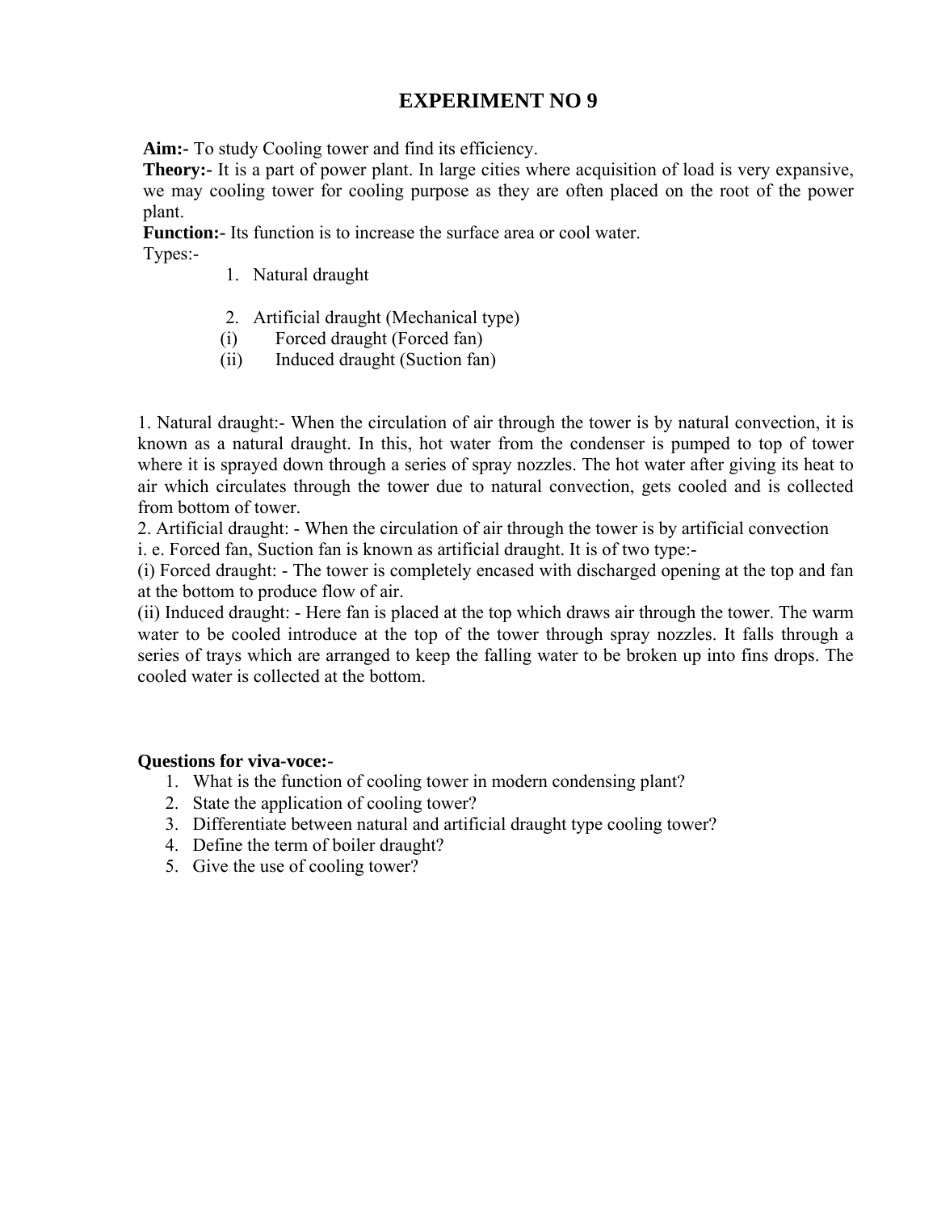# EXPERIMENT NO 9

**Aim:-** To study Cooling tower and find its efficiency.

**Theory:-** It is a part of power plant. In large cities where acquisition of load is very expansive, we may cooling tower for cooling purpose as they are often placed on the root of the power plant.

**Function:-** Its function is to increase the surface area or cool water.

Types:-

1. Natural draught
2. Artificial draught (Mechanical type)
   - (i) Forced draught (Forced fan)
   - (ii) Induced draught (Suction fan)

1. Natural draught:- When the circulation of air through the tower is by natural convection, it is known as a natural draught. In this, hot water from the condenser is pumped to top of tower where it is sprayed down through a series of spray nozzles. The hot water after giving its heat to air which circulates through the tower due to natural convection, gets cooled and is collected from bottom of tower.

2. Artificial draught: - When the circulation of air through the tower is by artificial convection i. e. Forced fan, Suction fan is known as artificial draught. It is of two type:-

(i) Forced draught: - The tower is completely encased with discharged opening at the top and fan at the bottom to produce flow of air.

(ii) Induced draught: - Here fan is placed at the top which draws air through the tower. The warm water to be cooled introduce at the top of the tower through spray nozzles. It falls through a series of trays which are arranged to keep the falling water to be broken up into fins drops. The cooled water is collected at the bottom.

**Questions for viva-voce:-**

1. What is the function of cooling tower in modern condensing plant?
2. State the application of cooling tower?
3. Differentiate between natural and artificial draught type cooling tower?
4. Define the term of boiler draught?
5. Give the use of cooling tower?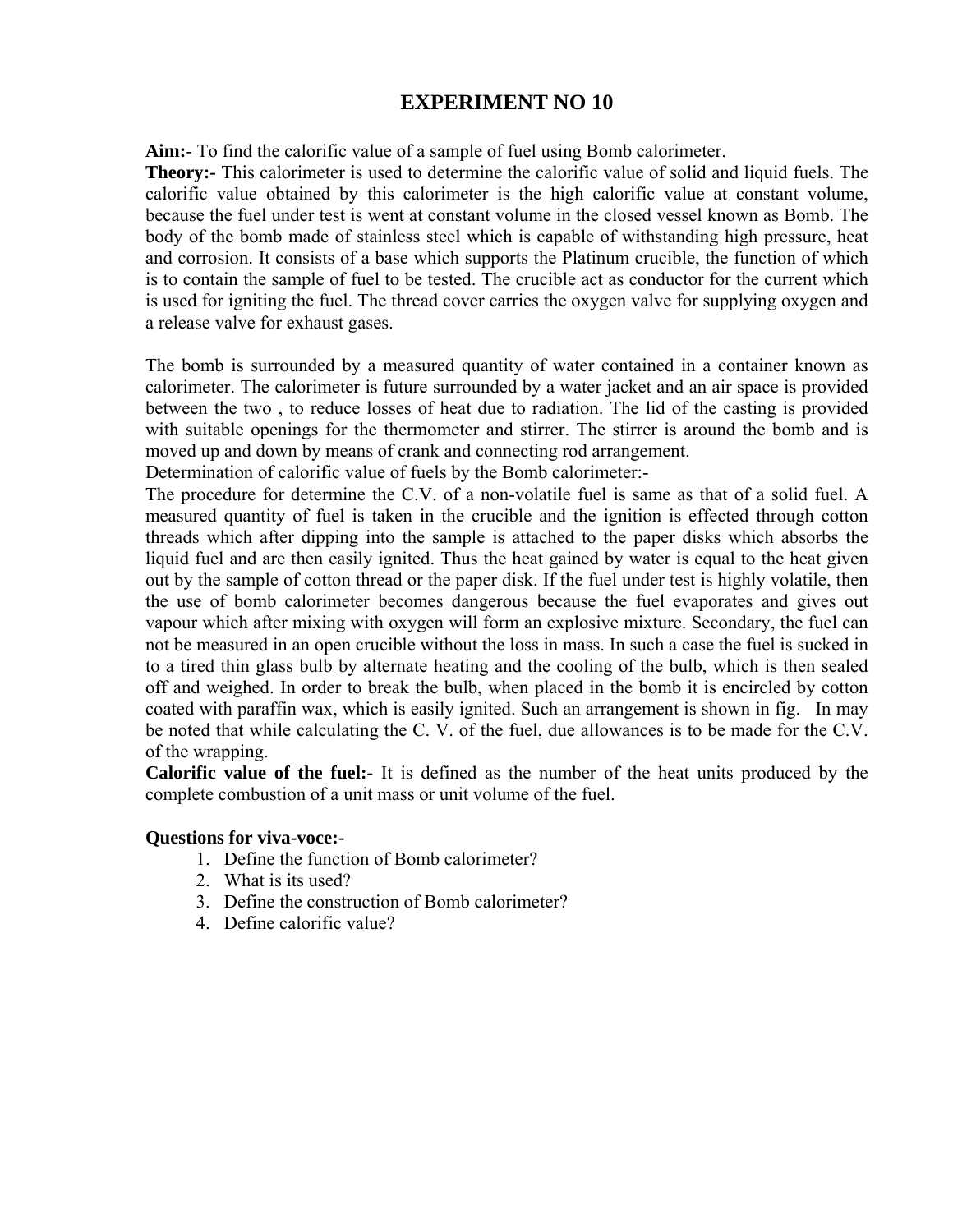# EXPERIMENT NO 10

**Aim:-** To find the calorific value of a sample of fuel using Bomb calorimeter.

**Theory:-** This calorimeter is used to determine the calorific value of solid and liquid fuels. The calorific value obtained by this calorimeter is the high calorific value at constant volume, because the fuel under test is went at constant volume in the closed vessel known as Bomb. The body of the bomb made of stainless steel which is capable of withstanding high pressure, heat and corrosion. It consists of a base which supports the Platinum crucible, the function of which is to contain the sample of fuel to be tested. The crucible act as conductor for the current which is used for igniting the fuel. The thread cover carries the oxygen valve for supplying oxygen and a release valve for exhaust gases.

The bomb is surrounded by a measured quantity of water contained in a container known as calorimeter. The calorimeter is future surrounded by a water jacket and an air space is provided between the two , to reduce losses of heat due to radiation. The lid of the casting is provided with suitable openings for the thermometer and stirrer. The stirrer is around the bomb and is moved up and down by means of crank and connecting rod arrangement.

Determination of calorific value of fuels by the Bomb calorimeter:-

The procedure for determine the C.V. of a non-volatile fuel is same as that of a solid fuel. A measured quantity of fuel is taken in the crucible and the ignition is effected through cotton threads which after dipping into the sample is attached to the paper disks which absorbs the liquid fuel and are then easily ignited. Thus the heat gained by water is equal to the heat given out by the sample of cotton thread or the paper disk. If the fuel under test is highly volatile, then the use of bomb calorimeter becomes dangerous because the fuel evaporates and gives out vapour which after mixing with oxygen will form an explosive mixture. Secondary, the fuel can not be measured in an open crucible without the loss in mass. In such a case the fuel is sucked in to a tired thin glass bulb by alternate heating and the cooling of the bulb, which is then sealed off and weighed. In order to break the bulb, when placed in the bomb it is encircled by cotton coated with paraffin wax, which is easily ignited. Such an arrangement is shown in fig. In may be noted that while calculating the C. V. of the fuel, due allowances is to be made for the C.V. of the wrapping.

**Calorific value of the fuel:-** It is defined as the number of the heat units produced by the complete combustion of a unit mass or unit volume of the fuel.

**Questions for viva-voce:-**

1. Define the function of Bomb calorimeter?
2. What is its used?
3. Define the construction of Bomb calorimeter?
4. Define calorific value?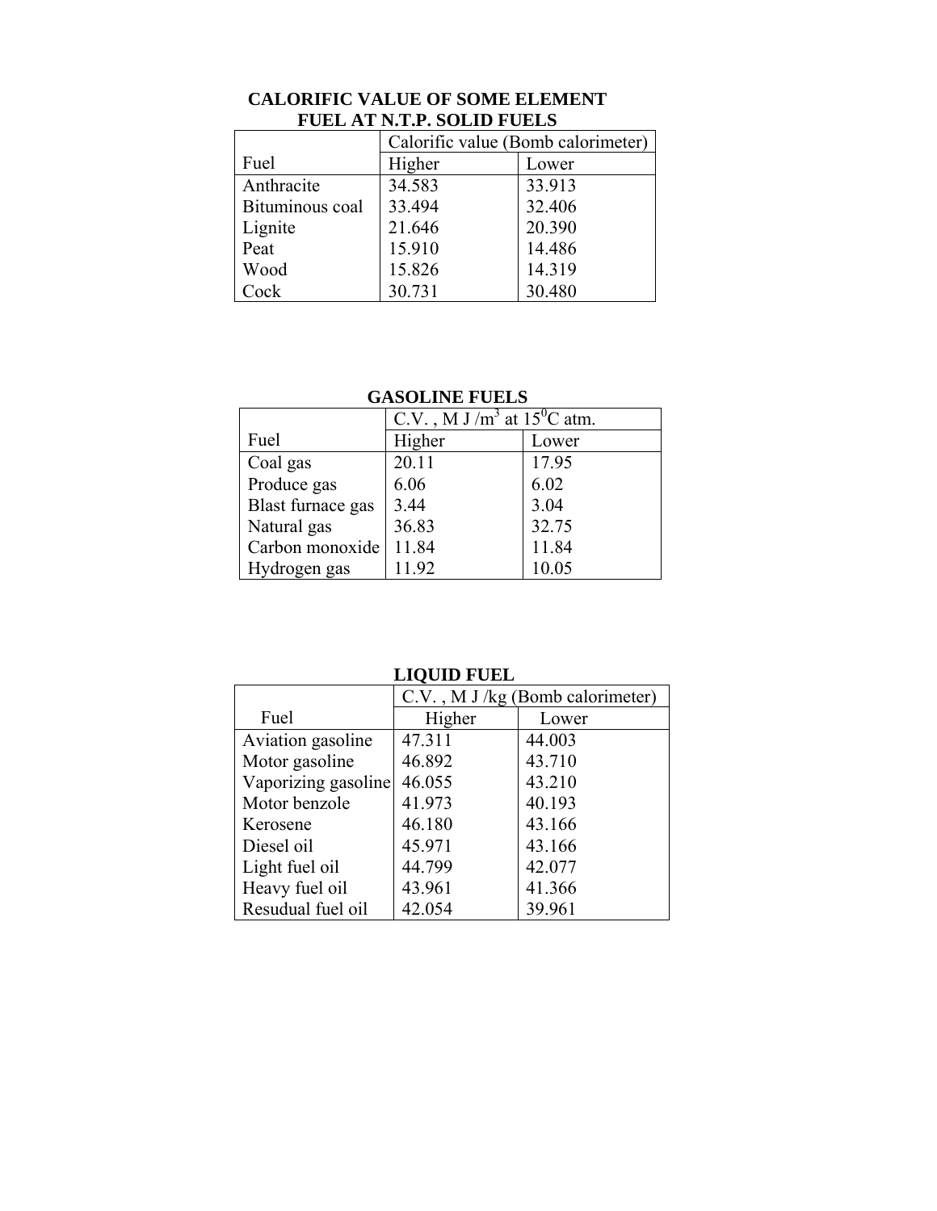## CALORIFIC VALUE OF SOME ELEMENT FUEL AT N.T.P. SOLID FUELS

| | Calorific value (Bomb calorimeter) | |
|---|---|---|
| Fuel | Higher | Lower |
| Anthracite | 34.583 | 33.913 |
| Bituminous coal | 33.494 | 32.406 |
| Lignite | 21.646 | 20.390 |
| Peat | 15.910 | 14.486 |
| Wood | 15.826 | 14.319 |
| Cock | 30.731 | 30.480 |

## GASOLINE FUELS

| | C.V. , M J /$m^3$ at 15$^0$C atm. | |
|---|---|---|
| Fuel | Higher | Lower |
| Coal gas | 20.11 | 17.95 |
| Produce gas | 6.06 | 6.02 |
| Blast furnace gas | 3.44 | 3.04 |
| Natural gas | 36.83 | 32.75 |
| Carbon monoxide | 11.84 | 11.84 |
| Hydrogen gas | 11.92 | 10.05 |

## LIQUID FUEL

| | C.V. , M J /kg (Bomb calorimeter) | |
|---|---|---|
| Fuel | Higher | Lower |
| Aviation gasoline | 47.311 | 44.003 |
| Motor gasoline | 46.892 | 43.710 |
| Vaporizing gasoline | 46.055 | 43.210 |
| Motor benzole | 41.973 | 40.193 |
| Kerosene | 46.180 | 43.166 |
| Diesel oil | 45.971 | 43.166 |
| Light fuel oil | 44.799 | 42.077 |
| Heavy fuel oil | 43.961 | 41.366 |
| Resudual fuel oil | 42.054 | 39.961 |